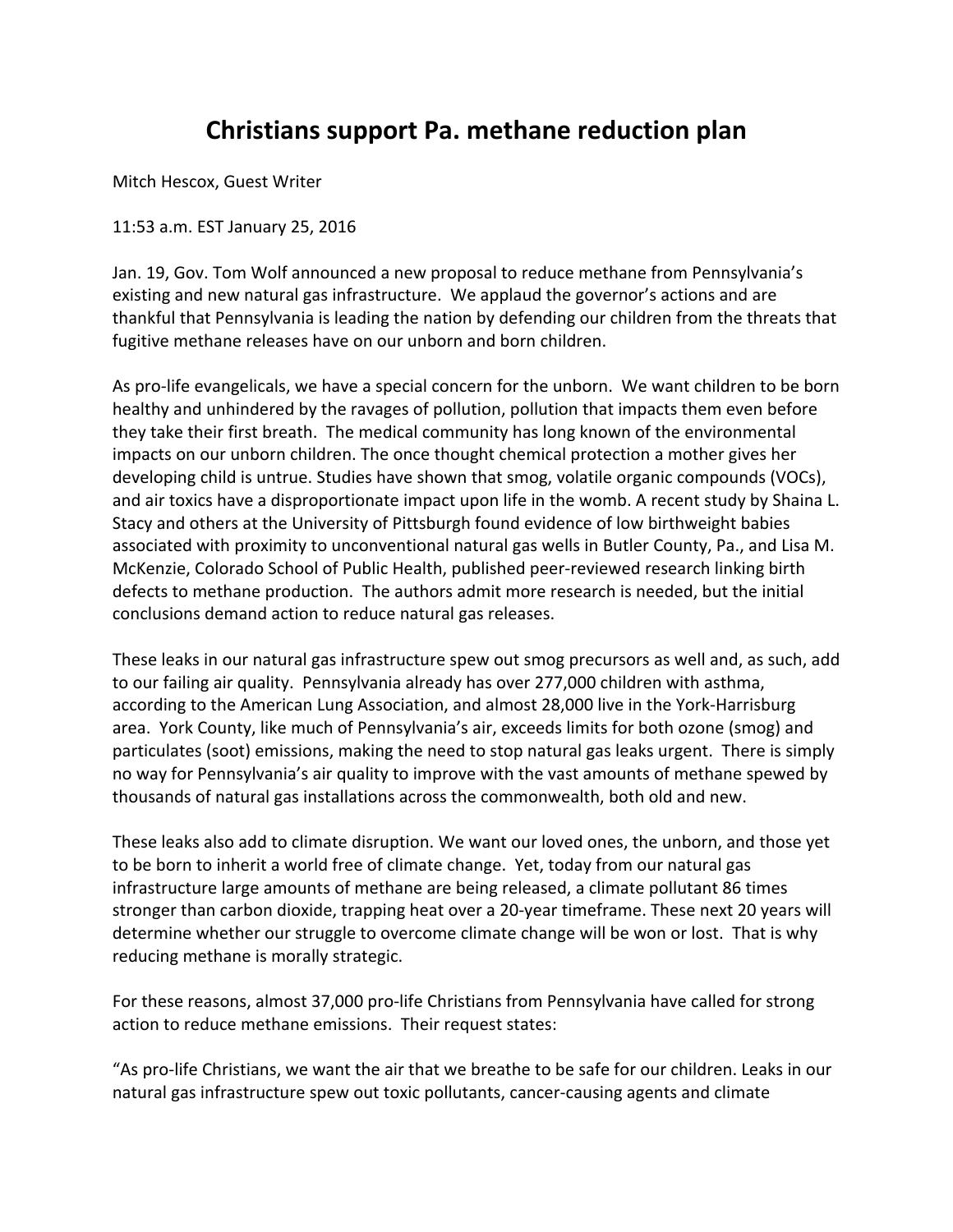# Christians support Pa. methane reduction plan

Mitch Hescox, Guest Writer

11:53 a.m. EST January 25, 2016

Jan. 19, Gov. Tom Wolf announced a new proposal to reduce methane from Pennsylvania's existing and new natural gas infrastructure. We applaud the governor's actions and are thankful that Pennsylvania is leading the nation by defending our children from the threats that fugitive methane releases have on our unborn and born children.

As pro-life evangelicals, we have a special concern for the unborn. We want children to be born healthy and unhindered by the ravages of pollution, pollution that impacts them even before they take their first breath. The medical community has long known of the environmental impacts on our unborn children. The once thought chemical protection a mother gives her developing child is untrue. Studies have shown that smog, volatile organic compounds (VOCs), and air toxics have a disproportionate impact upon life in the womb. A recent study by Shaina L. Stacy and others at the University of Pittsburgh found evidence of low birthweight babies associated with proximity to unconventional natural gas wells in Butler County, Pa., and Lisa M. McKenzie, Colorado School of Public Health, published peer-reviewed research linking birth defects to methane production. The authors admit more research is needed, but the initial conclusions demand action to reduce natural gas releases.

These leaks in our natural gas infrastructure spew out smog precursors as well and, as such, add to our failing air quality. Pennsylvania already has over 277,000 children with asthma, according to the American Lung Association, and almost 28,000 live in the York-Harrisburg area. York County, like much of Pennsylvania's air, exceeds limits for both ozone (smog) and particulates (soot) emissions, making the need to stop natural gas leaks urgent. There is simply no way for Pennsylvania's air quality to improve with the vast amounts of methane spewed by thousands of natural gas installations across the commonwealth, both old and new.

These leaks also add to climate disruption. We want our loved ones, the unborn, and those yet to be born to inherit a world free of climate change. Yet, today from our natural gas infrastructure large amounts of methane are being released, a climate pollutant 86 times stronger than carbon dioxide, trapping heat over a 20-year timeframe. These next 20 years will determine whether our struggle to overcome climate change will be won or lost. That is why reducing methane is morally strategic.

For these reasons, almost 37,000 pro-life Christians from Pennsylvania have called for strong action to reduce methane emissions. Their request states:

"As pro-life Christians, we want the air that we breathe to be safe for our children. Leaks in our natural gas infrastructure spew out toxic pollutants, cancer-causing agents and climate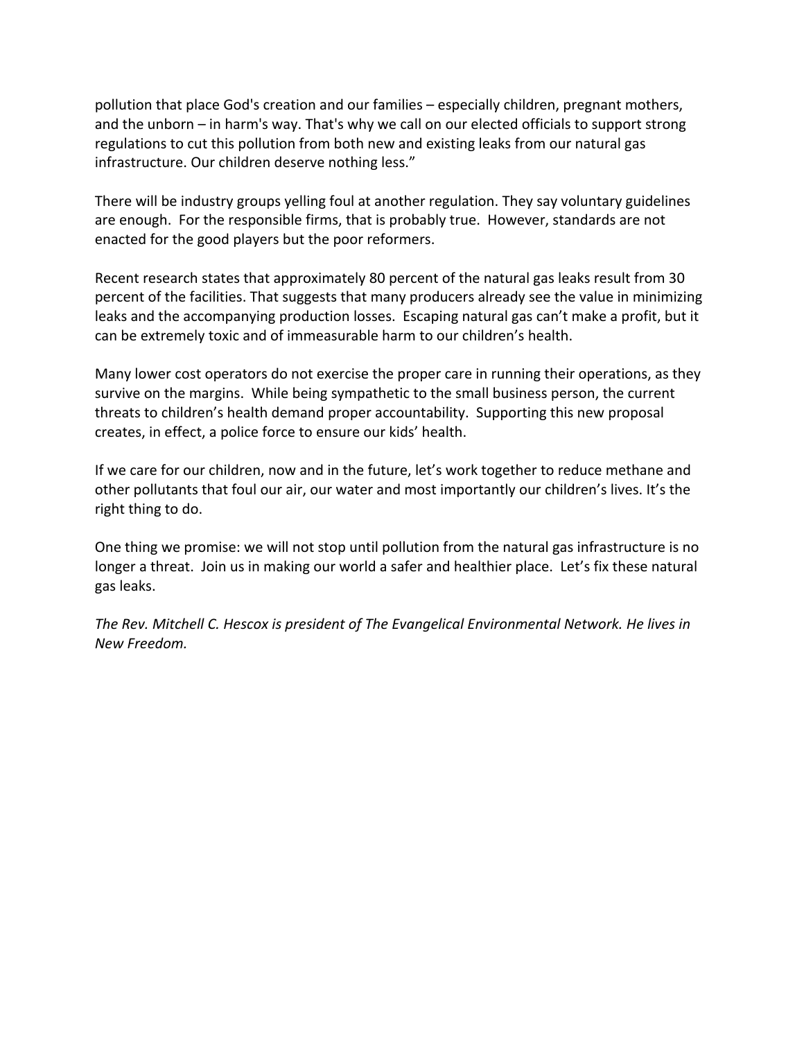pollution that place God's creation and our families – especially children, pregnant mothers, and the unborn – in harm's way. That's why we call on our elected officials to support strong regulations to cut this pollution from both new and existing leaks from our natural gas infrastructure. Our children deserve nothing less."

There will be industry groups yelling foul at another regulation. They say voluntary guidelines are enough. For the responsible firms, that is probably true. However, standards are not enacted for the good players but the poor reformers.

Recent research states that approximately 80 percent of the natural gas leaks result from 30 percent of the facilities. That suggests that many producers already see the value in minimizing leaks and the accompanying production losses. Escaping natural gas can't make a profit, but it can be extremely toxic and of immeasurable harm to our children's health.

Many lower cost operators do not exercise the proper care in running their operations, as they survive on the margins. While being sympathetic to the small business person, the current threats to children's health demand proper accountability. Supporting this new proposal creates, in effect, a police force to ensure our kids' health.

If we care for our children, now and in the future, let's work together to reduce methane and other pollutants that foul our air, our water and most importantly our children's lives. It's the right thing to do.

One thing we promise: we will not stop until pollution from the natural gas infrastructure is no longer a threat. Join us in making our world a safer and healthier place. Let's fix these natural gas leaks.

*The Rev. Mitchell C. Hescox is president of The Evangelical Environmental Network. He lives in New Freedom.*